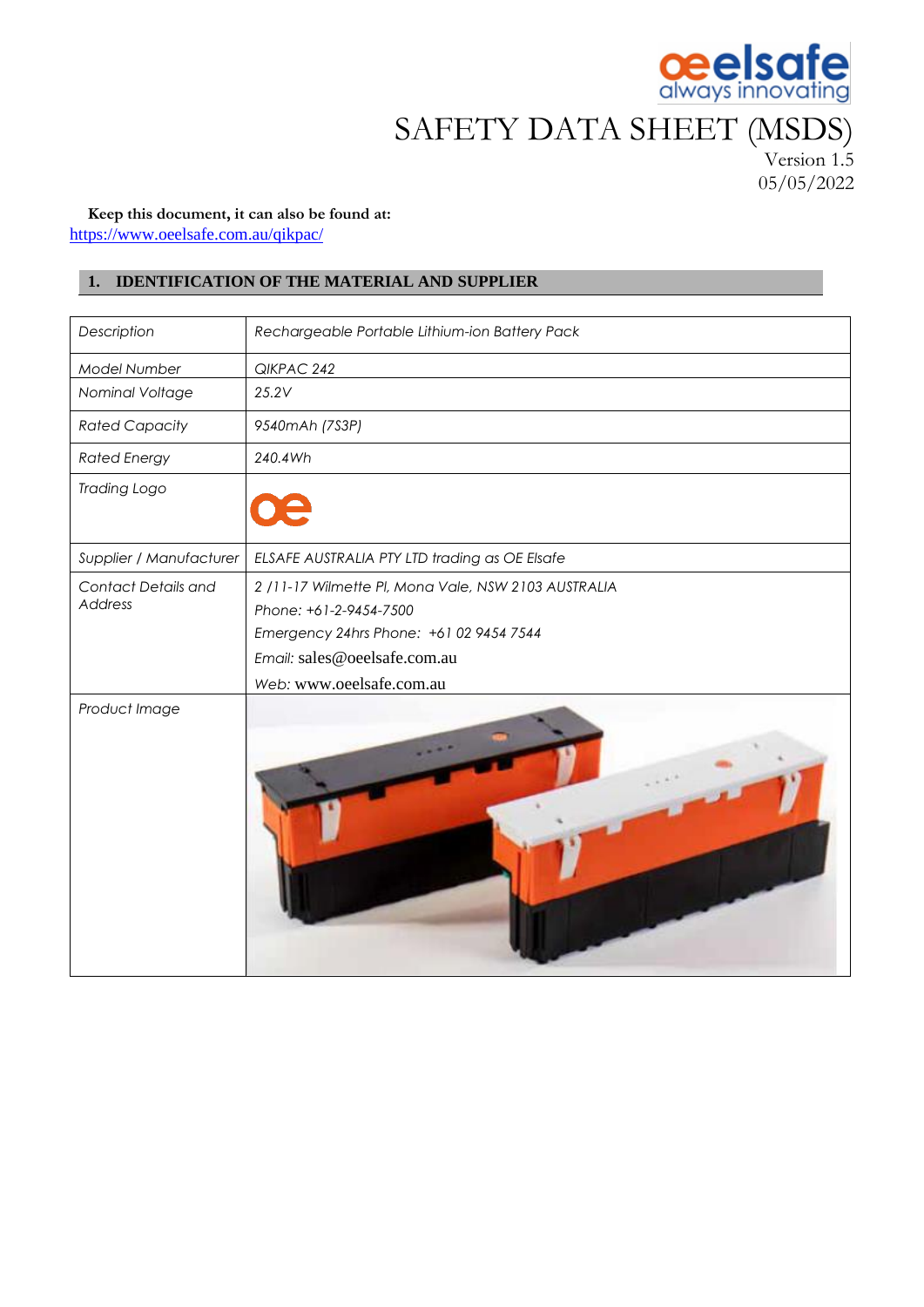# SAFETY DATA SHEET (MSDS)

Version 1.5
05/05/2022

**Keep this document, it can also be found at:**
https://www.oeelsafe.com.au/qikpac/

## 1. IDENTIFICATION OF THE MATERIAL AND SUPPLIER

| | |
|---|---|
| *Description* | *Rechargeable Portable Lithium-ion Battery Pack* |
| *Model Number* | *QIKPAC 242* |
| *Nominal Voltage* | *25.2V* |
| *Rated Capacity* | *9540mAh (7S3P)* |
| *Rated Energy* | *240.4Wh* |
| *Trading Logo* | |
| *Supplier / Manufacturer* | *ELSAFE AUSTRALIA PTY LTD trading as OE Elsafe* |
| *Contact Details and Address* | *2 /11-17 Wilmette Pl, Mona Vale, NSW 2103 AUSTRALIA*<br>*Phone: +61-2-9454-7500*<br>*Emergency 24hrs Phone: +61 02 9454 7544*<br>*Email:* sales@oeelsafe.com.au<br>*Web:* www.oeelsafe.com.au |
| *Product Image* | |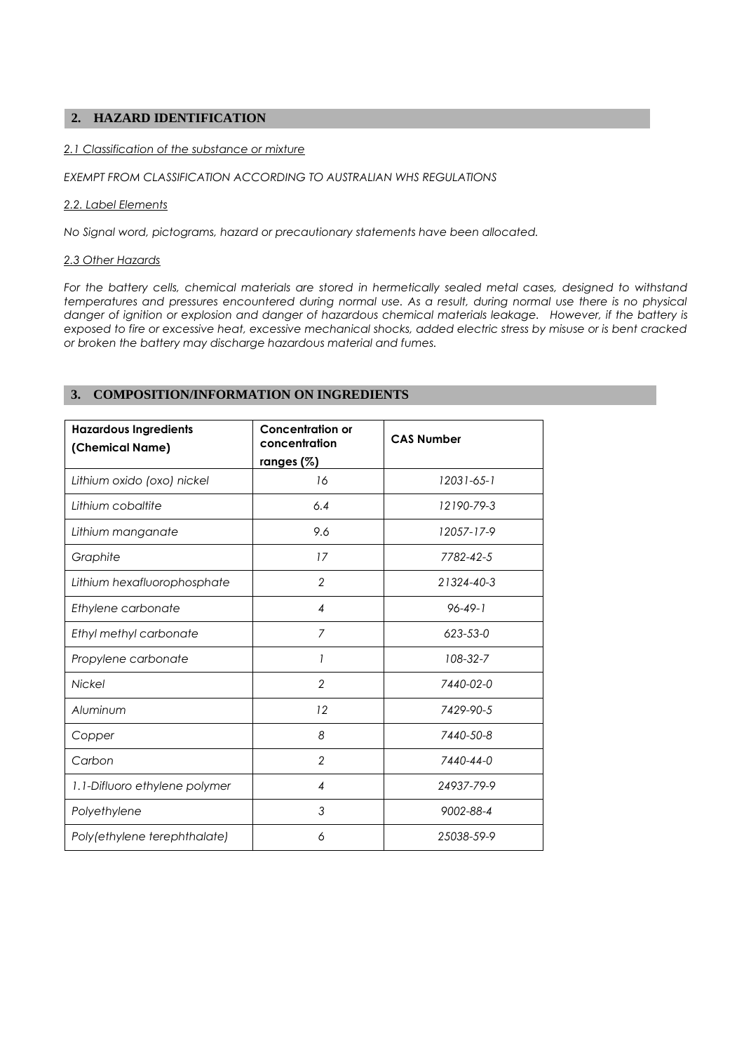## 2. HAZARD IDENTIFICATION

*2.1 Classification of the substance or mixture*

*EXEMPT FROM CLASSIFICATION ACCORDING TO AUSTRALIAN WHS REGULATIONS*

*2.2. Label Elements*

*No Signal word, pictograms, hazard or precautionary statements have been allocated.*

*2.3 Other Hazards*

*For the battery cells, chemical materials are stored in hermetically sealed metal cases, designed to withstand temperatures and pressures encountered during normal use. As a result, during normal use there is no physical danger of ignition or explosion and danger of hazardous chemical materials leakage. However, if the battery is exposed to fire or excessive heat, excessive mechanical shocks, added electric stress by misuse or is bent cracked or broken the battery may discharge hazardous material and fumes.*

## 3. COMPOSITION/INFORMATION ON INGREDIENTS

| **Hazardous Ingredients (Chemical Name)** | **Concentration or concentration ranges (%)** | **CAS Number** |
|---|---|---|
| *Lithium oxido (oxo) nickel* | *16* | *12031-65-1* |
| *Lithium cobaltite* | *6.4* | *12190-79-3* |
| *Lithium manganate* | *9.6* | *12057-17-9* |
| *Graphite* | *17* | *7782-42-5* |
| *Lithium hexafluorophosphate* | *2* | *21324-40-3* |
| *Ethylene carbonate* | *4* | *96-49-1* |
| *Ethyl methyl carbonate* | *7* | *623-53-0* |
| *Propylene carbonate* | *1* | *108-32-7* |
| *Nickel* | *2* | *7440-02-0* |
| *Aluminum* | *12* | *7429-90-5* |
| *Copper* | *8* | *7440-50-8* |
| *Carbon* | *2* | *7440-44-0* |
| *1.1-Difluoro ethylene polymer* | *4* | *24937-79-9* |
| *Polyethylene* | *3* | *9002-88-4* |
| *Poly(ethylene terephthalate)* | *6* | *25038-59-9* |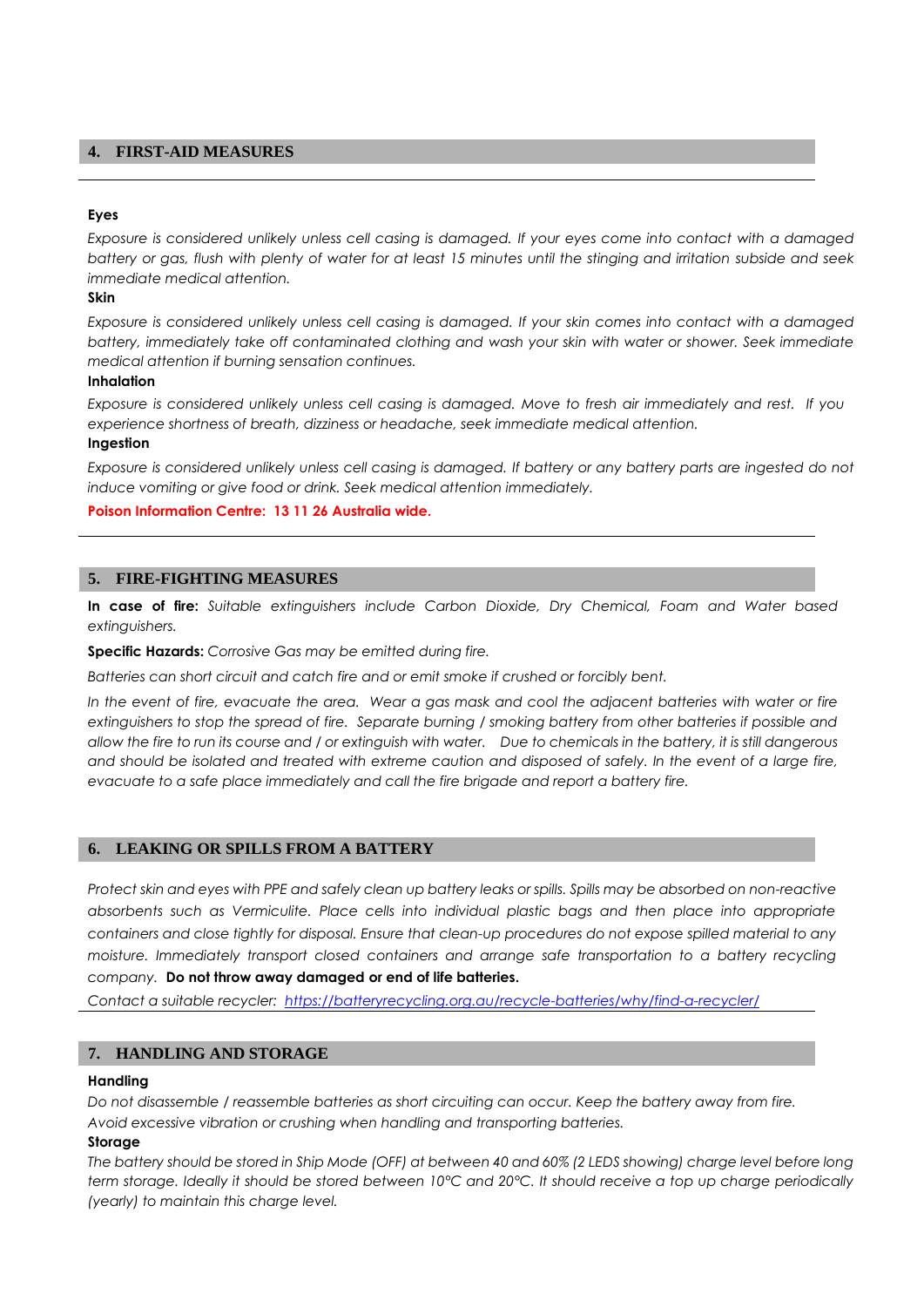## 4. FIRST-AID MEASURES

**Eyes**

*Exposure is considered unlikely unless cell casing is damaged. If your eyes come into contact with a damaged battery or gas, flush with plenty of water for at least 15 minutes until the stinging and irritation subside and seek immediate medical attention.*

**Skin**

*Exposure is considered unlikely unless cell casing is damaged. If your skin comes into contact with a damaged battery, immediately take off contaminated clothing and wash your skin with water or shower. Seek immediate medical attention if burning sensation continues.*

**Inhalation**

*Exposure is considered unlikely unless cell casing is damaged. Move to fresh air immediately and rest. If you experience shortness of breath, dizziness or headache, seek immediate medical attention.*

**Ingestion**

*Exposure is considered unlikely unless cell casing is damaged. If battery or any battery parts are ingested do not induce vomiting or give food or drink. Seek medical attention immediately.*

**Poison Information Centre: 13 11 26 Australia wide.**

## 5. FIRE-FIGHTING MEASURES

**In case of fire:** *Suitable extinguishers include Carbon Dioxide, Dry Chemical, Foam and Water based extinguishers.*

**Specific Hazards:** *Corrosive Gas may be emitted during fire.*

*Batteries can short circuit and catch fire and or emit smoke if crushed or forcibly bent.*

*In the event of fire, evacuate the area. Wear a gas mask and cool the adjacent batteries with water or fire extinguishers to stop the spread of fire. Separate burning / smoking battery from other batteries if possible and allow the fire to run its course and / or extinguish with water. Due to chemicals in the battery, it is still dangerous and should be isolated and treated with extreme caution and disposed of safely. In the event of a large fire, evacuate to a safe place immediately and call the fire brigade and report a battery fire.*

## 6. LEAKING OR SPILLS FROM A BATTERY

*Protect skin and eyes with PPE and safely clean up battery leaks or spills. Spills may be absorbed on non-reactive absorbents such as Vermiculite. Place cells into individual plastic bags and then place into appropriate containers and close tightly for disposal. Ensure that clean-up procedures do not expose spilled material to any moisture. Immediately transport closed containers and arrange safe transportation to a battery recycling company.* **Do not throw away damaged or end of life batteries.**

*Contact a suitable recycler: [https://batteryrecycling.org.au/recycle-batteries/why/find-a-recycler/](https://batteryrecycling.org.au/recycle-batteries/why/find-a-recycler/)*

## 7. HANDLING AND STORAGE

**Handling**

*Do not disassemble / reassemble batteries as short circuiting can occur. Keep the battery away from fire.*
*Avoid excessive vibration or crushing when handling and transporting batteries.*

**Storage**

*The battery should be stored in Ship Mode (OFF) at between 40 and 60% (2 LEDS showing) charge level before long term storage. Ideally it should be stored between 10°C and 20°C. It should receive a top up charge periodically (yearly) to maintain this charge level.*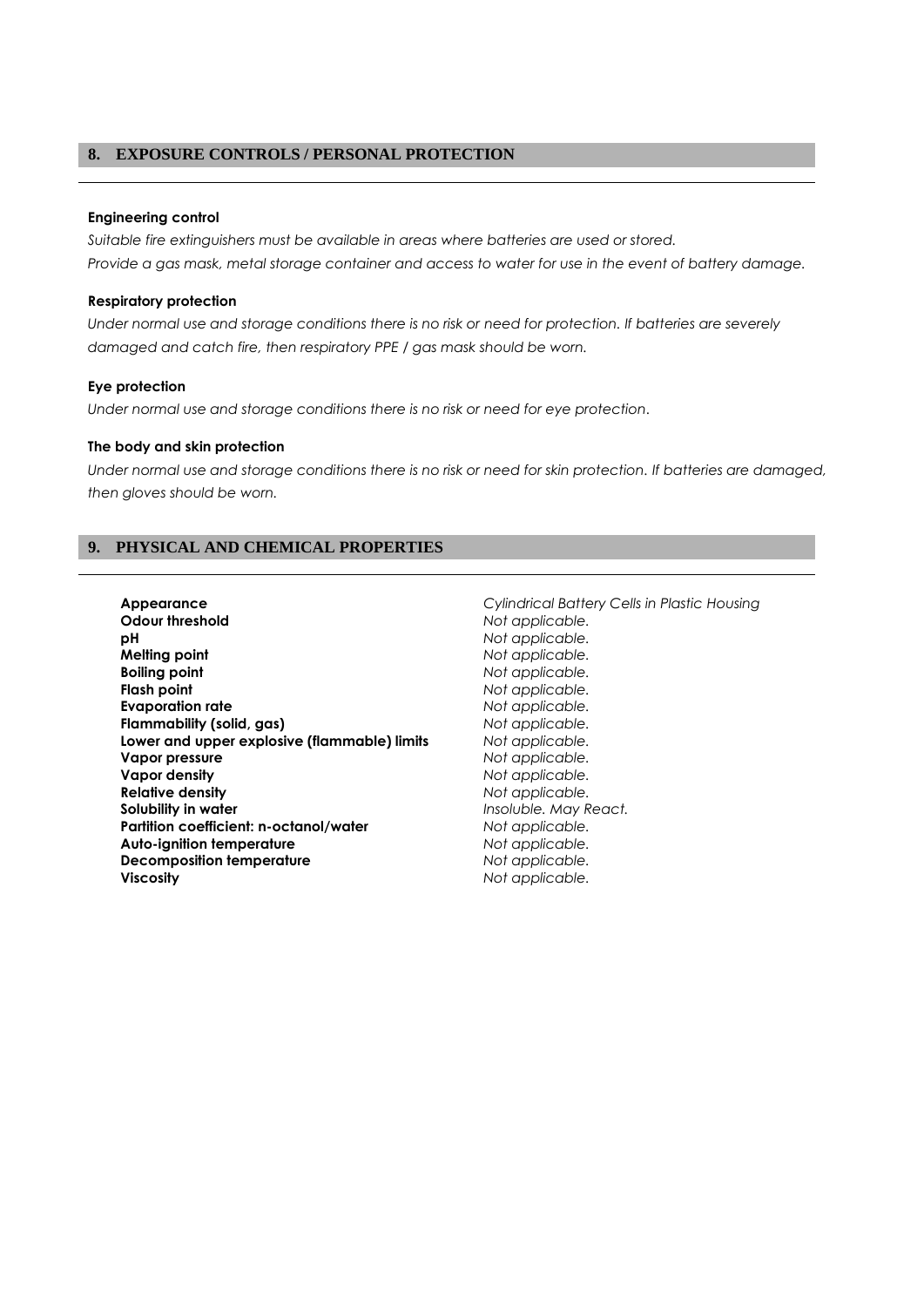## 8. EXPOSURE CONTROLS / PERSONAL PROTECTION

**Engineering control**

*Suitable fire extinguishers must be available in areas where batteries are used or stored.*
*Provide a gas mask, metal storage container and access to water for use in the event of battery damage.*

**Respiratory protection**

*Under normal use and storage conditions there is no risk or need for protection. If batteries are severely damaged and catch fire, then respiratory PPE / gas mask should be worn.*

**Eye protection**

*Under normal use and storage conditions there is no risk or need for eye protection.*

**The body and skin protection**

*Under normal use and storage conditions there is no risk or need for skin protection. If batteries are damaged, then gloves should be worn.*

## 9. PHYSICAL AND CHEMICAL PROPERTIES

| | |
|---|---|
| **Appearance** | *Cylindrical Battery Cells in Plastic Housing* |
| **Odour threshold** | *Not applicable.* |
| **pH** | *Not applicable.* |
| **Melting point** | *Not applicable.* |
| **Boiling point** | *Not applicable.* |
| **Flash point** | *Not applicable.* |
| **Evaporation rate** | *Not applicable.* |
| **Flammability (solid, gas)** | *Not applicable.* |
| **Lower and upper explosive (flammable) limits** | *Not applicable.* |
| **Vapor pressure** | *Not applicable.* |
| **Vapor density** | *Not applicable.* |
| **Relative density** | *Not applicable.* |
| **Solubility in water** | *Insoluble. May React.* |
| **Partition coefficient: n-octanol/water** | *Not applicable.* |
| **Auto-ignition temperature** | *Not applicable.* |
| **Decomposition temperature** | *Not applicable.* |
| **Viscosity** | *Not applicable.* |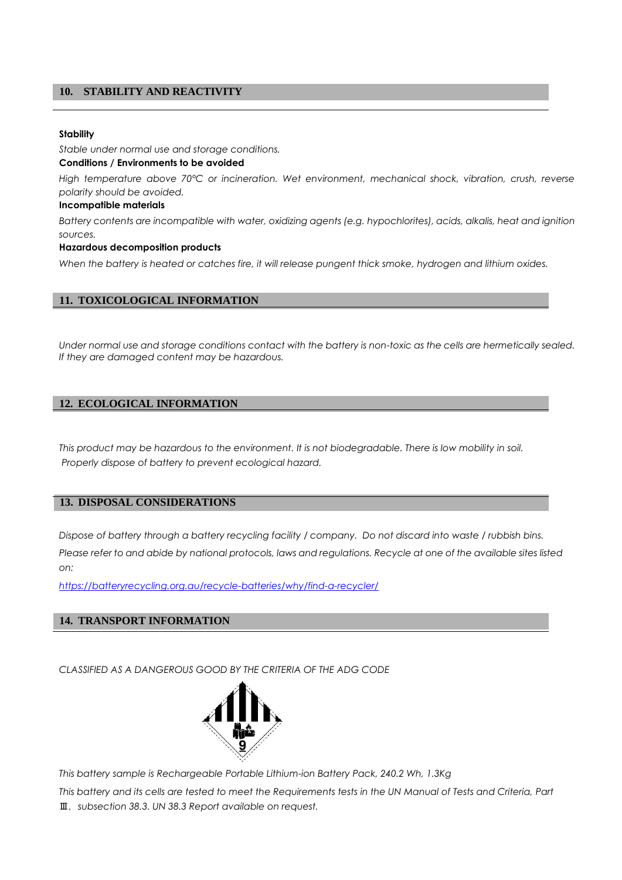## 10. STABILITY AND REACTIVITY

**Stability**

*Stable under normal use and storage conditions.*

**Conditions / Environments to be avoided**

*High temperature above 70℃ or incineration. Wet environment, mechanical shock, vibration, crush, reverse polarity should be avoided.*

**Incompatible materials**

*Battery contents are incompatible with water, oxidizing agents (e.g. hypochlorites), acids, alkalis, heat and ignition sources.*

**Hazardous decomposition products**

*When the battery is heated or catches fire, it will release pungent thick smoke, hydrogen and lithium oxides.*

## 11. TOXICOLOGICAL INFORMATION

*Under normal use and storage conditions contact with the battery is non-toxic as the cells are hermetically sealed. If they are damaged content may be hazardous.*

## 12. ECOLOGICAL INFORMATION

*This product may be hazardous to the environment. It is not biodegradable. There is low mobility in soil. Properly dispose of battery to prevent ecological hazard.*

## 13. DISPOSAL CONSIDERATIONS

*Dispose of battery through a battery recycling facility / company. Do not discard into waste / rubbish bins.*

*Please refer to and abide by national protocols, laws and regulations. Recycle at one of the available sites listed on:*

*https://batteryrecycling.org.au/recycle-batteries/why/find-a-recycler/*

## 14. TRANSPORT INFORMATION

*CLASSIFIED AS A DANGEROUS GOOD BY THE CRITERIA OF THE ADG CODE*

*This battery sample is Rechargeable Portable Lithium-ion Battery Pack, 240.2 Wh, 1.3Kg*

*This battery and its cells are tested to meet the Requirements tests in the UN Manual of Tests and Criteria, Part Ⅲ, subsection 38.3. UN 38.3 Report available on request.*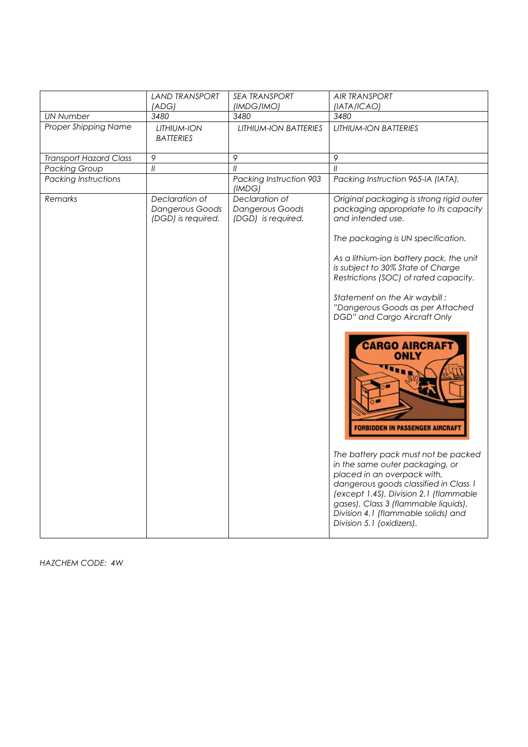| | *LAND TRANSPORT (ADG)* | *SEA TRANSPORT (IMDG/IMO)* | *AIR TRANSPORT (IATA/ICAO)* |
|---|---|---|---|
| *UN Number* | *3480* | *3480* | *3480* |
| *Proper Shipping Name* | *LITHIUM-ION BATTERIES* | *LITHIUM-ION BATTERIES* | *LITHIUM-ION BATTERIES* |
| *Transport Hazard Class* | *9* | *9* | *9* |
| *Packing Group* | *II* | *II* | *II* |
| *Packing Instructions* | | *Packing Instruction 903 (IMDG)* | *Packing Instruction 965-IA (IATA),* |
| *Remarks* | *Declaration of Dangerous Goods (DGD) is required.* | *Declaration of Dangerous Goods (DGD) is required.* | *Original packaging is strong rigid outer packaging appropriate to its capacity and intended use.*<br><br>*The packaging is UN specification.*<br><br>*As a lithium-ion battery pack, the unit is subject to 30% State of Charge Restrictions (SOC) of rated capacity.*<br><br>*Statement on the Air waybill : "Dangerous Goods as per Attached DGD" and Cargo Aircraft Only*<br><br>CARGO AIRCRAFT ONLY<br>FORBIDDEN IN PASSENGER AIRCRAFT<br><br>*The battery pack must not be packed in the same outer packaging, or placed in an overpack with, dangerous goods classified in Class 1 (except 1.4S), Division 2.1 (flammable gases), Class 3 (flammable liquids), Division 4.1 (flammable solids) and Division 5.1 (oxidizers).* |

*HAZCHEM CODE: 4W*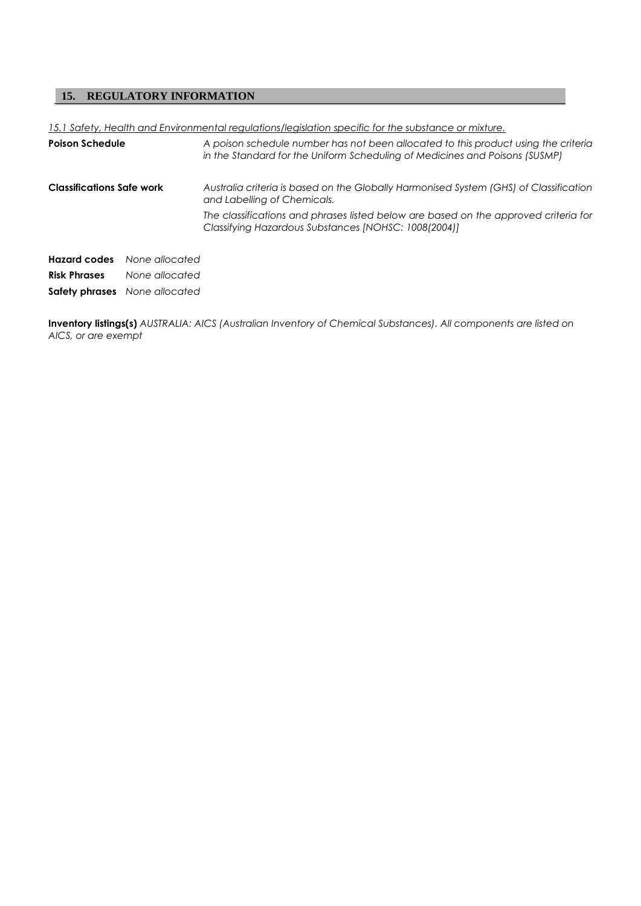## 15. REGULATORY INFORMATION

*15.1 Safety, Health and Environmental regulations/legislation specific for the substance or mixture.*

**Poison Schedule** *A poison schedule number has not been allocated to this product using the criteria in the Standard for the Uniform Scheduling of Medicines and Poisons (SUSMP)*

**Classifications Safe work** *Australia criteria is based on the Globally Harmonised System (GHS) of Classification and Labelling of Chemicals.*

*The classifications and phrases listed below are based on the approved criteria for Classifying Hazardous Substances [NOHSC: 1008(2004)]*

**Hazard codes** *None allocated*

**Risk Phrases** *None allocated*

**Safety phrases** *None allocated*

**Inventory listings(s)** *AUSTRALIA: AICS (Australian Inventory of Chemical Substances). All components are listed on AICS, or are exempt*